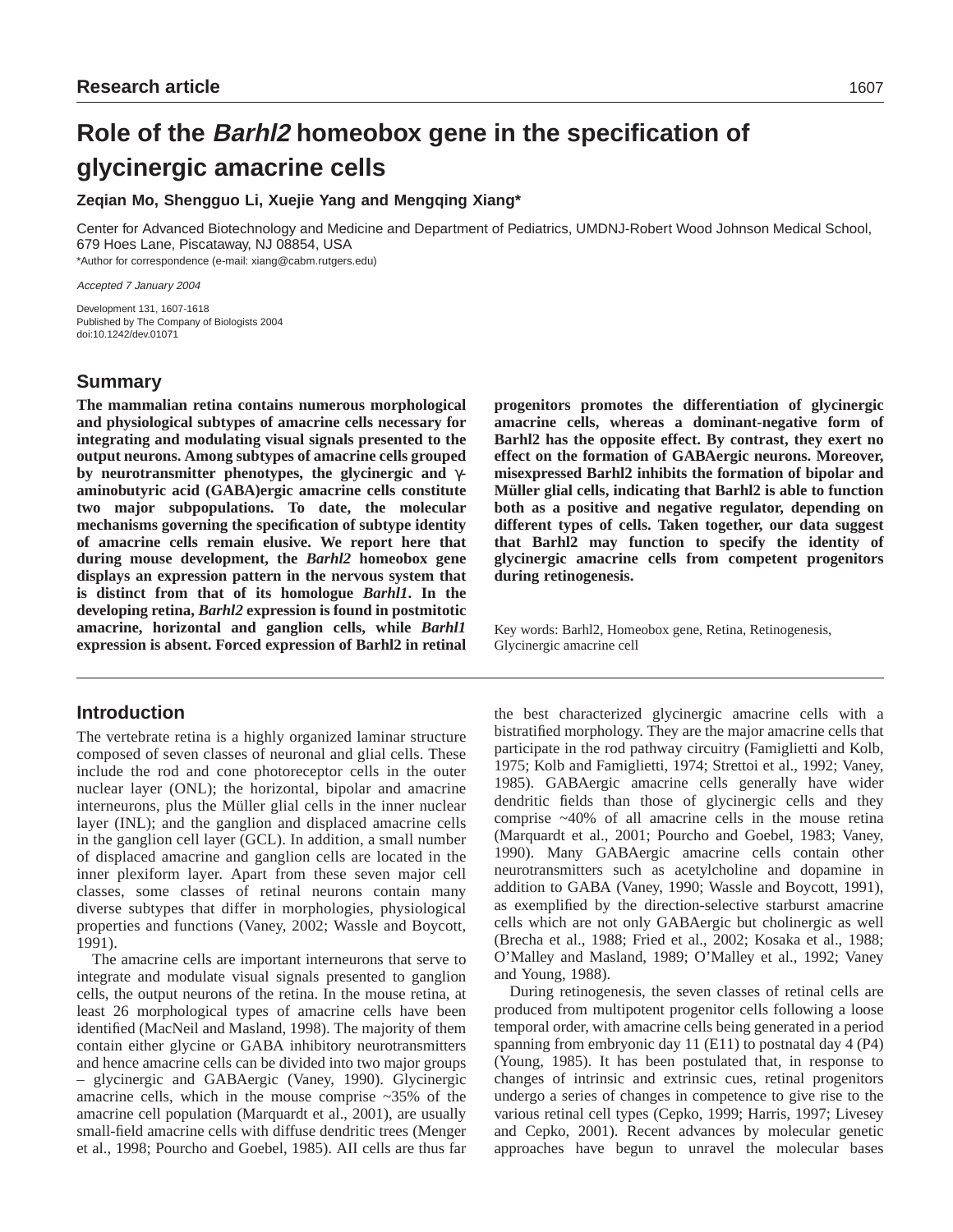Research article

# Role of the *Barhl2* homeobox gene in the specification of glycinergic amacrine cells

**Zeqian Mo, Shengguo Li, Xuejie Yang and Mengqing Xiang***

Center for Advanced Biotechnology and Medicine and Department of Pediatrics, UMDNJ-Robert Wood Johnson Medical School, 679 Hoes Lane, Piscataway, NJ 08854, USA

*Author for correspondence (e-mail: xiang@cabm.rutgers.edu)

*Accepted 7 January 2004*

Development 131, 1607-1618
Published by The Company of Biologists 2004
doi:10.1242/dev.01071

## Summary

**The mammalian retina contains numerous morphological and physiological subtypes of amacrine cells necessary for integrating and modulating visual signals presented to the output neurons. Among subtypes of amacrine cells grouped by neurotransmitter phenotypes, the glycinergic and γ-aminobutyric acid (GABA)ergic amacrine cells constitute two major subpopulations. To date, the molecular mechanisms governing the specification of subtype identity of amacrine cells remain elusive. We report here that during mouse development, the *Barhl2* homeobox gene displays an expression pattern in the nervous system that is distinct from that of its homologue *Barhl1*. In the developing retina, *Barhl2* expression is found in postmitotic amacrine, horizontal and ganglion cells, while *Barhl1* expression is absent. Forced expression of Barhl2 in retinal progenitors promotes the differentiation of glycinergic amacrine cells, whereas a dominant-negative form of Barhl2 has the opposite effect. By contrast, they exert no effect on the formation of GABAergic neurons. Moreover, misexpressed Barhl2 inhibits the formation of bipolar and Müller glial cells, indicating that Barhl2 is able to function both as a positive and negative regulator, depending on different types of cells. Taken together, our data suggest that Barhl2 may function to specify the identity of glycinergic amacrine cells from competent progenitors during retinogenesis.**

Key words: Barhl2, Homeobox gene, Retina, Retinogenesis, Glycinergic amacrine cell

## Introduction

The vertebrate retina is a highly organized laminar structure composed of seven classes of neuronal and glial cells. These include the rod and cone photoreceptor cells in the outer nuclear layer (ONL); the horizontal, bipolar and amacrine interneurons, plus the Müller glial cells in the inner nuclear layer (INL); and the ganglion and displaced amacrine cells in the ganglion cell layer (GCL). In addition, a small number of displaced amacrine and ganglion cells are located in the inner plexiform layer. Apart from these seven major cell classes, some classes of retinal neurons contain many diverse subtypes that differ in morphologies, physiological properties and functions (Vaney, 2002; Wassle and Boycott, 1991).

The amacrine cells are important interneurons that serve to integrate and modulate visual signals presented to ganglion cells, the output neurons of the retina. In the mouse retina, at least 26 morphological types of amacrine cells have been identified (MacNeil and Masland, 1998). The majority of them contain either glycine or GABA inhibitory neurotransmitters and hence amacrine cells can be divided into two major groups – glycinergic and GABAergic (Vaney, 1990). Glycinergic amacrine cells, which in the mouse comprise ~35% of the amacrine cell population (Marquardt et al., 2001), are usually small-field amacrine cells with diffuse dendritic trees (Menger et al., 1998; Pourcho and Goebel, 1985). AII cells are thus far the best characterized glycinergic amacrine cells with a bistratified morphology. They are the major amacrine cells that participate in the rod pathway circuitry (Famiglietti and Kolb, 1975; Kolb and Famiglietti, 1974; Strettoi et al., 1992; Vaney, 1985). GABAergic amacrine cells generally have wider dendritic fields than those of glycinergic cells and they comprise ~40% of all amacrine cells in the mouse retina (Marquardt et al., 2001; Pourcho and Goebel, 1983; Vaney, 1990). Many GABAergic amacrine cells contain other neurotransmitters such as acetylcholine and dopamine in addition to GABA (Vaney, 1990; Wassle and Boycott, 1991), as exemplified by the direction-selective starburst amacrine cells which are not only GABAergic but cholinergic as well (Brecha et al., 1988; Fried et al., 2002; Kosaka et al., 1988; O'Malley and Masland, 1989; O'Malley et al., 1992; Vaney and Young, 1988).

During retinogenesis, the seven classes of retinal cells are produced from multipotent progenitor cells following a loose temporal order, with amacrine cells being generated in a period spanning from embryonic day 11 (E11) to postnatal day 4 (P4) (Young, 1985). It has been postulated that, in response to changes of intrinsic and extrinsic cues, retinal progenitors undergo a series of changes in competence to give rise to the various retinal cell types (Cepko, 1999; Harris, 1997; Livesey and Cepko, 2001). Recent advances by molecular genetic approaches have begun to unravel the molecular bases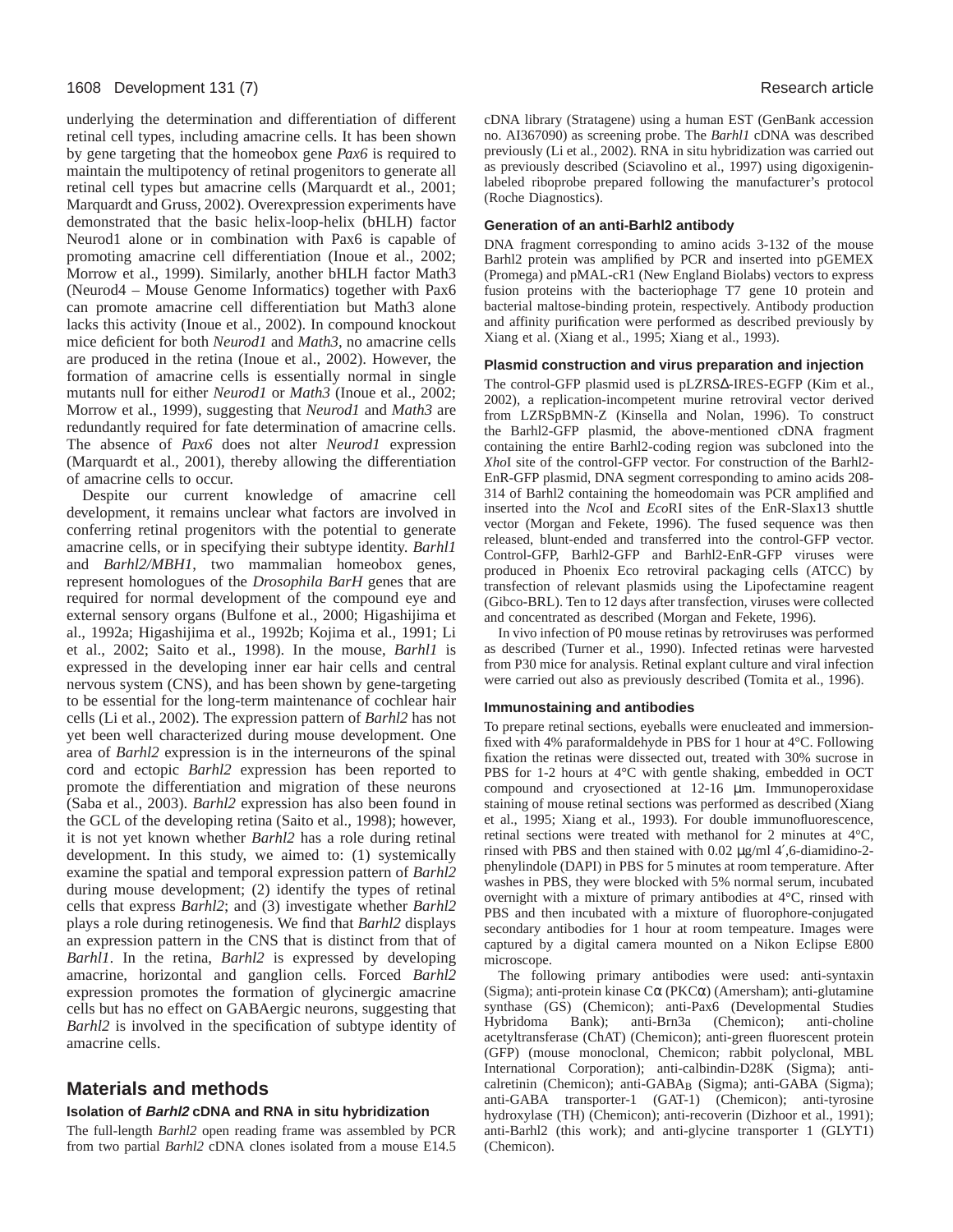underlying the determination and differentiation of different retinal cell types, including amacrine cells. It has been shown by gene targeting that the homeobox gene *Pax6* is required to maintain the multipotency of retinal progenitors to generate all retinal cell types but amacrine cells (Marquardt et al., 2001; Marquardt and Gruss, 2002). Overexpression experiments have demonstrated that the basic helix-loop-helix (bHLH) factor Neurod1 alone or in combination with Pax6 is capable of promoting amacrine cell differentiation (Inoue et al., 2002; Morrow et al., 1999). Similarly, another bHLH factor Math3 (Neurod4 – Mouse Genome Informatics) together with Pax6 can promote amacrine cell differentiation but Math3 alone lacks this activity (Inoue et al., 2002). In compound knockout mice deficient for both *Neurod1* and *Math3*, no amacrine cells are produced in the retina (Inoue et al., 2002). However, the formation of amacrine cells is essentially normal in single mutants null for either *Neurod1* or *Math3* (Inoue et al., 2002; Morrow et al., 1999), suggesting that *Neurod1* and *Math3* are redundantly required for fate determination of amacrine cells. The absence of *Pax6* does not alter *Neurod1* expression (Marquardt et al., 2001), thereby allowing the differentiation of amacrine cells to occur.

Despite our current knowledge of amacrine cell development, it remains unclear what factors are involved in conferring retinal progenitors with the potential to generate amacrine cells, or in specifying their subtype identity. *Barhl1* and *Barhl2/MBH1*, two mammalian homeobox genes, represent homologues of the *Drosophila BarH* genes that are required for normal development of the compound eye and external sensory organs (Bulfone et al., 2000; Higashijima et al., 1992a; Higashijima et al., 1992b; Kojima et al., 1991; Li et al., 2002; Saito et al., 1998). In the mouse, *Barhl1* is expressed in the developing inner ear hair cells and central nervous system (CNS), and has been shown by gene-targeting to be essential for the long-term maintenance of cochlear hair cells (Li et al., 2002). The expression pattern of *Barhl2* has not yet been well characterized during mouse development. One area of *Barhl2* expression is in the interneurons of the spinal cord and ectopic *Barhl2* expression has been reported to promote the differentiation and migration of these neurons (Saba et al., 2003). *Barhl2* expression has also been found in the GCL of the developing retina (Saito et al., 1998); however, it is not yet known whether *Barhl2* has a role during retinal development. In this study, we aimed to: (1) systemically examine the spatial and temporal expression pattern of *Barhl2* during mouse development; (2) identify the types of retinal cells that express *Barhl2*; and (3) investigate whether *Barhl2* plays a role during retinogenesis. We find that *Barhl2* displays an expression pattern in the CNS that is distinct from that of *Barhl1*. In the retina, *Barhl2* is expressed by developing amacrine, horizontal and ganglion cells. Forced *Barhl2* expression promotes the formation of glycinergic amacrine cells but has no effect on GABAergic neurons, suggesting that *Barhl2* is involved in the specification of subtype identity of amacrine cells.

## Materials and methods

### Isolation of *Barhl2* cDNA and RNA in situ hybridization

The full-length *Barhl2* open reading frame was assembled by PCR from two partial *Barhl2* cDNA clones isolated from a mouse E14.5 cDNA library (Stratagene) using a human EST (GenBank accession no. AI367090) as screening probe. The *Barhl1* cDNA was described previously (Li et al., 2002). RNA in situ hybridization was carried out as previously described (Sciavolino et al., 1997) using digoxigenin-labeled riboprobe prepared following the manufacturer's protocol (Roche Diagnostics).

### Generation of an anti-Barhl2 antibody

DNA fragment corresponding to amino acids 3-132 of the mouse Barhl2 protein was amplified by PCR and inserted into pGEMEX (Promega) and pMAL-cR1 (New England Biolabs) vectors to express fusion proteins with the bacteriophage T7 gene 10 protein and bacterial maltose-binding protein, respectively. Antibody production and affinity purification were performed as described previously by Xiang et al. (Xiang et al., 1995; Xiang et al., 1993).

### Plasmid construction and virus preparation and injection

The control-GFP plasmid used is pLZRSΔ-IRES-EGFP (Kim et al., 2002), a replication-incompetent murine retroviral vector derived from LZRSpBMN-Z (Kinsella and Nolan, 1996). To construct the Barhl2-GFP plasmid, the above-mentioned cDNA fragment containing the entire Barhl2-coding region was subcloned into the *Xho*I site of the control-GFP vector. For construction of the Barhl2-EnR-GFP plasmid, DNA segment corresponding to amino acids 208-314 of Barhl2 containing the homeodomain was PCR amplified and inserted into the *Nco*I and *Eco*RI sites of the EnR-Slax13 shuttle vector (Morgan and Fekete, 1996). The fused sequence was then released, blunt-ended and transferred into the control-GFP vector. Control-GFP, Barhl2-GFP and Barhl2-EnR-GFP viruses were produced in Phoenix Eco retroviral packaging cells (ATCC) by transfection of relevant plasmids using the Lipofectamine reagent (Gibco-BRL). Ten to 12 days after transfection, viruses were collected and concentrated as described (Morgan and Fekete, 1996).

In vivo infection of P0 mouse retinas by retroviruses was performed as described (Turner et al., 1990). Infected retinas were harvested from P30 mice for analysis. Retinal explant culture and viral infection were carried out also as previously described (Tomita et al., 1996).

### Immunostaining and antibodies

To prepare retinal sections, eyeballs were enucleated and immersion-fixed with 4% paraformaldehyde in PBS for 1 hour at 4°C. Following fixation the retinas were dissected out, treated with 30% sucrose in PBS for 1-2 hours at 4°C with gentle shaking, embedded in OCT compound and cryosectioned at 12-16 μm. Immunoperoxidase staining of mouse retinal sections was performed as described (Xiang et al., 1995; Xiang et al., 1993). For double immunofluorescence, retinal sections were treated with methanol for 2 minutes at 4°C, rinsed with PBS and then stained with 0.02 μg/ml 4′,6-diamidino-2-phenylindole (DAPI) in PBS for 5 minutes at room temperature. After washes in PBS, they were blocked with 5% normal serum, incubated overnight with a mixture of primary antibodies at 4°C, rinsed with PBS and then incubated with a mixture of fluorophore-conjugated secondary antibodies for 1 hour at room tempeature. Images were captured by a digital camera mounted on a Nikon Eclipse E800 microscope.

The following primary antibodies were used: anti-syntaxin (Sigma); anti-protein kinase Cα (PKCα) (Amersham); anti-glutamine synthase (GS) (Chemicon); anti-Pax6 (Developmental Studies Hybridoma Bank); anti-Brn3a (Chemicon); anti-choline acetyltransferase (ChAT) (Chemicon); anti-green fluorescent protein (GFP) (mouse monoclonal, Chemicon; rabbit polyclonal, MBL International Corporation); anti-calbindin-D28K (Sigma); anti-calretinin (Chemicon); anti-$GABA_B$ (Sigma); anti-GABA (Sigma); anti-GABA transporter-1 (GAT-1) (Chemicon); anti-tyrosine hydroxylase (TH) (Chemicon); anti-recoverin (Dizhoor et al., 1991); anti-Barhl2 (this work); and anti-glycine transporter 1 (GLYT1) (Chemicon).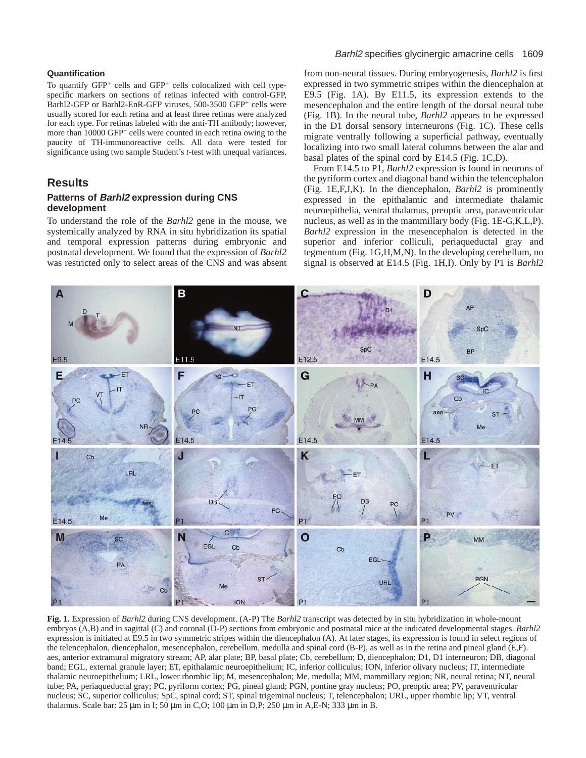### Quantification

To quantify GFP$^+$ cells and GFP$^+$ cells colocalized with cell type-specific markers on sections of retinas infected with control-GFP, Barhl2-GFP or Barhl2-EnR-GFP viruses, 500-3500 GFP$^+$ cells were usually scored for each retina and at least three retinas were analyzed for each type. For retinas labeled with the anti-TH antibody; however, more than 10000 GFP$^+$ cells were counted in each retina owing to the paucity of TH-immunoreactive cells. All data were tested for significance using two sample Student's *t*-test with unequal variances.

## Results

### Patterns of *Barhl2* expression during CNS development

To understand the role of the *Barhl2* gene in the mouse, we systemically analyzed by RNA in situ hybridization its spatial and temporal expression patterns during embryonic and postnatal development. We found that the expression of *Barhl2* was restricted only to select areas of the CNS and was absent from non-neural tissues. During embryogenesis, *Barhl2* is first expressed in two symmetric stripes within the diencephalon at E9.5 (Fig. 1A). By E11.5, its expression extends to the mesencephalon and the entire length of the dorsal neural tube (Fig. 1B). In the neural tube, *Barhl2* appears to be expressed in the D1 dorsal sensory interneurons (Fig. 1C). These cells migrate ventrally following a superficial pathway, eventually localizing into two small lateral columns between the alar and basal plates of the spinal cord by E14.5 (Fig. 1C,D).

From E14.5 to P1, *Barhl2* expression is found in neurons of the pyriform cortex and diagonal band within the telencephalon (Fig. 1E,F,J,K). In the diencephalon, *Barhl2* is prominently expressed in the epithalamic and intermediate thalamic neuroepithelia, ventral thalamus, preoptic area, paraventricular nucleus, as well as in the mammillary body (Fig. 1E-G,K,L,P). *Barhl2* expression in the mesencephalon is detected in the superior and inferior colliculi, periaqueductal gray and tegmentum (Fig. 1G,H,M,N). In the developing cerebellum, no signal is observed at E14.5 (Fig. 1H,I). Only by P1 is *Barhl2*

**Fig. 1.** Expression of *Barhl2* during CNS development. (A-P) The *Barhl2* transcript was detected by in situ hybridization in whole-mount embryos (A,B) and in sagittal (C) and coronal (D-P) sections from embryonic and postnatal mice at the indicated developmental stages. *Barhl2* expression is initiated at E9.5 in two symmetric stripes within the diencephalon (A). At later stages, its expression is found in select regions of the telencephalon, diencephalon, mesencephalon, cerebellum, medulla and spinal cord (B-P), as well as in the retina and pineal gland (E,F). aes, anterior extramural migratory stream; AP, alar plate; BP, basal plate; Cb, cerebellum; D, diencephalon; D1, D1 interneuron; DB, diagonal band; EGL, external granule layer; ET, epithalamic neuroepithelium; IC, inferior colliculus; ION, inferior olivary nucleus; IT, intermediate thalamic neuroepithelium; LRL, lower rhombic lip; M, mesencephalon; Me, medulla; MM, mammillary region; NR, neural retina; NT, neural tube; PA, periaqueductal gray; PC, pyriform cortex; PG, pineal gland; PGN, pontine gray nucleus; PO, preoptic area; PV, paraventricular nucleus; SC, superior colliculus; SpC, spinal cord; ST, spinal trigeminal nucleus; T, telencephalon; URL, upper rhombic lip; VT, ventral thalamus. Scale bar: 25 μm in I; 50 μm in C,O; 100 μm in D,P; 250 μm in A,E-N; 333 μm in B.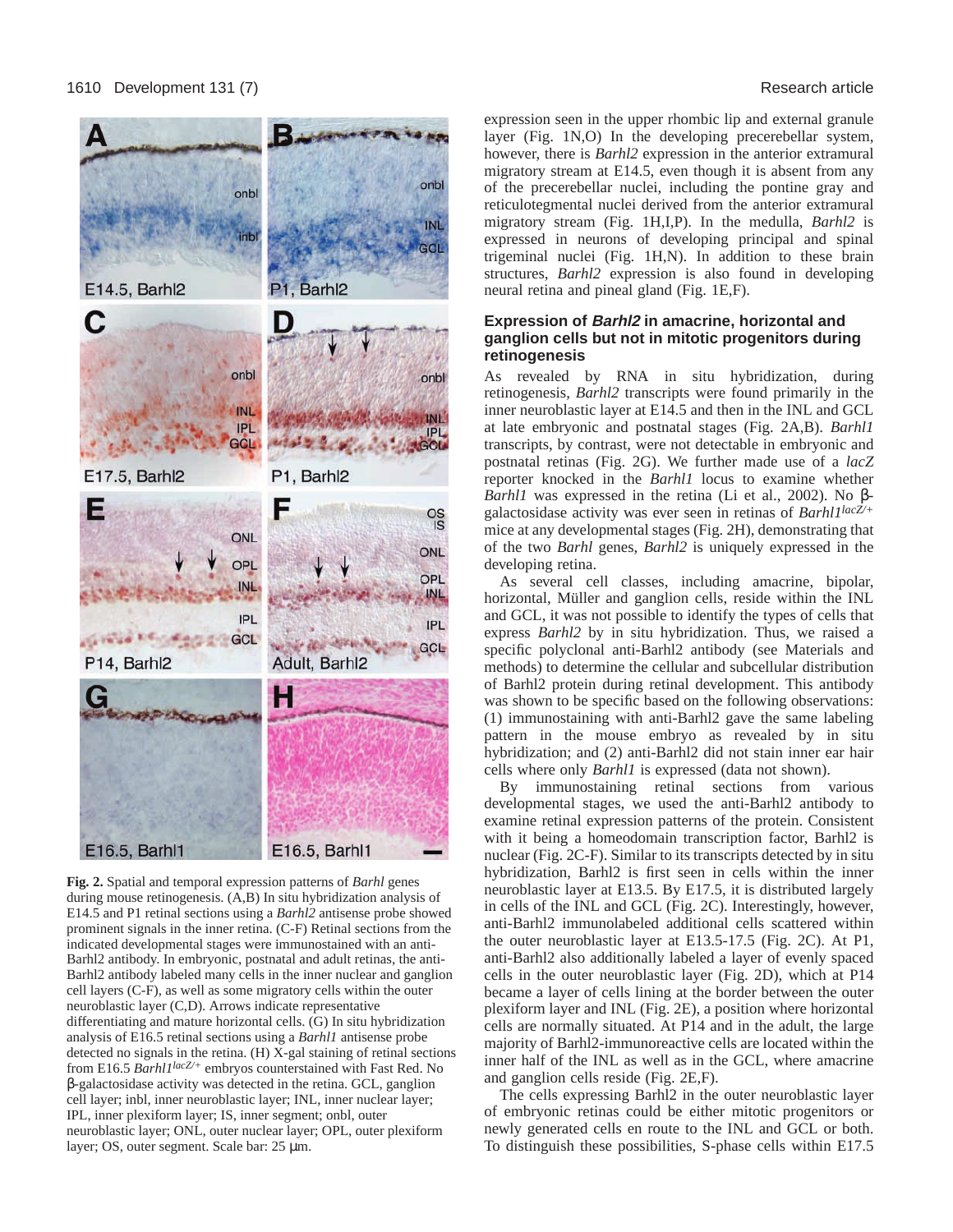**Fig. 2.** Spatial and temporal expression patterns of *Barhl* genes during mouse retinogenesis. (A,B) In situ hybridization analysis of E14.5 and P1 retinal sections using a *Barhl2* antisense probe showed prominent signals in the inner retina. (C-F) Retinal sections from the indicated developmental stages were immunostained with an anti-Barhl2 antibody. In embryonic, postnatal and adult retinas, the anti-Barhl2 antibody labeled many cells in the inner nuclear and ganglion cell layers (C-F), as well as some migratory cells within the outer neuroblastic layer (C,D). Arrows indicate representative differentiating and mature horizontal cells. (G) In situ hybridization analysis of E16.5 retinal sections using a *Barhl1* antisense probe detected no signals in the retina. (H) X-gal staining of retinal sections from E16.5 *Barhl1*$^{lacZ/+}$ embryos counterstained with Fast Red. No β-galactosidase activity was detected in the retina. GCL, ganglion cell layer; inbl, inner neuroblastic layer; INL, inner nuclear layer; IPL, inner plexiform layer; IS, inner segment; onbl, outer neuroblastic layer; ONL, outer nuclear layer; OPL, outer plexiform layer; OS, outer segment. Scale bar: 25 μm.

expression seen in the upper rhombic lip and external granule layer (Fig. 1N,O) In the developing precerebellar system, however, there is *Barhl2* expression in the anterior extramural migratory stream at E14.5, even though it is absent from any of the precerebellar nuclei, including the pontine gray and reticulotegmental nuclei derived from the anterior extramural migratory stream (Fig. 1H,I,P). In the medulla, *Barhl2* is expressed in neurons of developing principal and spinal trigeminal nuclei (Fig. 1H,N). In addition to these brain structures, *Barhl2* expression is also found in developing neural retina and pineal gland (Fig. 1E,F).

### Expression of *Barhl2* in amacrine, horizontal and ganglion cells but not in mitotic progenitors during retinogenesis

As revealed by RNA in situ hybridization, during retinogenesis, *Barhl2* transcripts were found primarily in the inner neuroblastic layer at E14.5 and then in the INL and GCL at late embryonic and postnatal stages (Fig. 2A,B). *Barhl1* transcripts, by contrast, were not detectable in embryonic and postnatal retinas (Fig. 2G). We further made use of a *lacZ* reporter knocked in the *Barhl1* locus to examine whether *Barhl1* was expressed in the retina (Li et al., 2002). No β-galactosidase activity was ever seen in retinas of *Barhl1*$^{lacZ/+}$ mice at any developmental stages (Fig. 2H), demonstrating that of the two *Barhl* genes, *Barhl2* is uniquely expressed in the developing retina.

As several cell classes, including amacrine, bipolar, horizontal, Müller and ganglion cells, reside within the INL and GCL, it was not possible to identify the types of cells that express *Barhl2* by in situ hybridization. Thus, we raised a specific polyclonal anti-Barhl2 antibody (see Materials and methods) to determine the cellular and subcellular distribution of Barhl2 protein during retinal development. This antibody was shown to be specific based on the following observations: (1) immunostaining with anti-Barhl2 gave the same labeling pattern in the mouse embryo as revealed by in situ hybridization; and (2) anti-Barhl2 did not stain inner ear hair cells where only *Barhl1* is expressed (data not shown).

By immunostaining retinal sections from various developmental stages, we used the anti-Barhl2 antibody to examine retinal expression patterns of the protein. Consistent with it being a homeodomain transcription factor, Barhl2 is nuclear (Fig. 2C-F). Similar to its transcripts detected by in situ hybridization, Barhl2 is first seen in cells within the inner neuroblastic layer at E13.5. By E17.5, it is distributed largely in cells of the INL and GCL (Fig. 2C). Interestingly, however, anti-Barhl2 immunolabeled additional cells scattered within the outer neuroblastic layer at E13.5-17.5 (Fig. 2C). At P1, anti-Barhl2 also additionally labeled a layer of evenly spaced cells in the outer neuroblastic layer (Fig. 2D), which at P14 became a layer of cells lining at the border between the outer plexiform layer and INL (Fig. 2E), a position where horizontal cells are normally situated. At P14 and in the adult, the large majority of Barhl2-immunoreactive cells are located within the inner half of the INL as well as in the GCL, where amacrine and ganglion cells reside (Fig. 2E,F).

The cells expressing Barhl2 in the outer neuroblastic layer of embryonic retinas could be either mitotic progenitors or newly generated cells en route to the INL and GCL or both. To distinguish these possibilities, S-phase cells within E17.5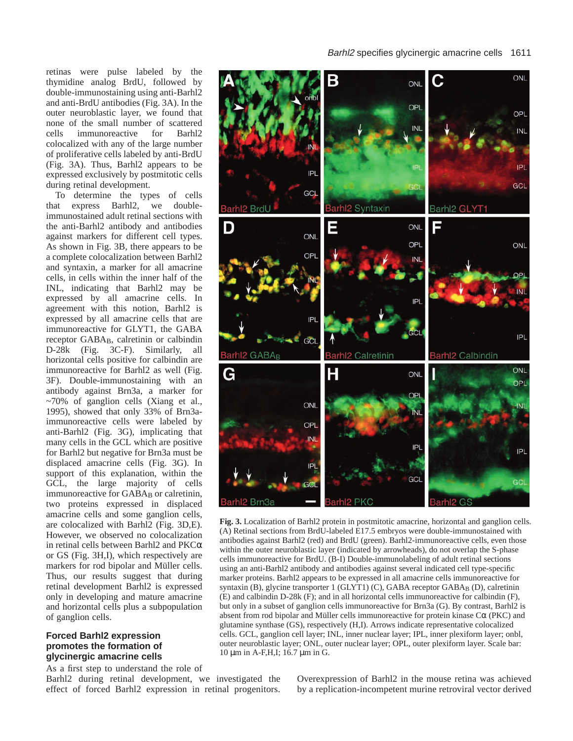retinas were pulse labeled by the thymidine analog BrdU, followed by double-immunostaining using anti-Barhl2 and anti-BrdU antibodies (Fig. 3A). In the outer neuroblastic layer, we found that none of the small number of scattered cells immunoreactive for Barhl2 colocalized with any of the large number of proliferative cells labeled by anti-BrdU (Fig. 3A). Thus, Barhl2 appears to be expressed exclusively by postmitotic cells during retinal development.

To determine the types of cells that express Barhl2, we double-immunostained adult retinal sections with the anti-Barhl2 antibody and antibodies against markers for different cell types. As shown in Fig. 3B, there appears to be a complete colocalization between Barhl2 and syntaxin, a marker for all amacrine cells, in cells within the inner half of the INL, indicating that Barhl2 may be expressed by all amacrine cells. In agreement with this notion, Barhl2 is expressed by all amacrine cells that are immunoreactive for GLYT1, the GABA receptor $GABA_B$, calretinin or calbindin D-28k (Fig. 3C-F). Similarly, all horizontal cells positive for calbindin are immunoreactive for Barhl2 as well (Fig. 3F). Double-immunostaining with an antibody against Brn3a, a marker for ~70% of ganglion cells (Xiang et al., 1995), showed that only 33% of Brn3a-immunoreactive cells were labeled by anti-Barhl2 (Fig. 3G), implicating that many cells in the GCL which are positive for Barhl2 but negative for Brn3a must be displaced amacrine cells (Fig. 3G). In support of this explanation, within the GCL, the large majority of cells immunoreactive for $GABA_B$ or calretinin, two proteins expressed in displaced amacrine cells and some ganglion cells, are colocalized with Barhl2 (Fig. 3D,E). However, we observed no colocalization in retinal cells between Barhl2 and PKCα or GS (Fig. 3H,I), which respectively are markers for rod bipolar and Müller cells. Thus, our results suggest that during retinal development Barhl2 is expressed only in developing and mature amacrine and horizontal cells plus a subpopulation of ganglion cells.

**Fig. 3.** Localization of Barhl2 protein in postmitotic amacrine, horizontal and ganglion cells. (A) Retinal sections from BrdU-labeled E17.5 embryos were double-immunostained with antibodies against Barhl2 (red) and BrdU (green). Barhl2-immunoreactive cells, even those within the outer neuroblastic layer (indicated by arrowheads), do not overlap the S-phase cells immunoreactive for BrdU. (B-I) Double-immunolabeling of adult retinal sections using an anti-Barhl2 antibody and antibodies against several indicated cell type-specific marker proteins. Barhl2 appears to be expressed in all amacrine cells immunoreactive for syntaxin (B), glycine transporter 1 (GLYT1) (C), GABA receptor $GABA_B$ (D), calretinin (E) and calbindin D-28k (F); and in all horizontal cells immunoreactive for calbindin (F), but only in a subset of ganglion cells immunoreactive for Brn3a (G). By contrast, Barhl2 is absent from rod bipolar and Müller cells immunoreactive for protein kinase Cα (PKC) and glutamine synthase (GS), respectively (H,I). Arrows indicate representative colocalized cells. GCL, ganglion cell layer; INL, inner nuclear layer; IPL, inner plexiform layer; onbl, outer neuroblastic layer; ONL, outer nuclear layer; OPL, outer plexiform layer. Scale bar: 10 μm in A-F,H,I; 16.7 μm in G.

## Forced Barhl2 expression promotes the formation of glycinergic amacrine cells

As a first step to understand the role of Barhl2 during retinal development, we investigated the effect of forced Barhl2 expression in retinal progenitors. Overexpression of Barhl2 in the mouse retina was achieved by a replication-incompetent murine retroviral vector derived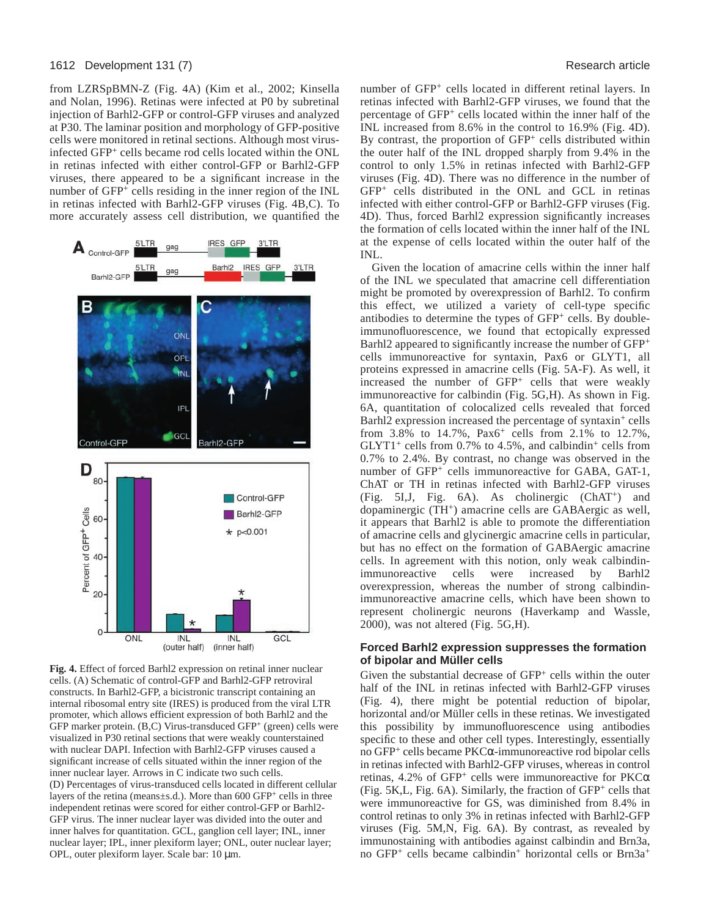from LZRSpBMN-Z (Fig. 4A) (Kim et al., 2002; Kinsella and Nolan, 1996). Retinas were infected at P0 by subretinal injection of Barhl2-GFP or control-GFP viruses and analyzed at P30. The laminar position and morphology of GFP-positive cells were monitored in retinal sections. Although most virus-infected $GFP^+$ cells became rod cells located within the ONL in retinas infected with either control-GFP or Barhl2-GFP viruses, there appeared to be a significant increase in the number of $GFP^+$ cells residing in the inner region of the INL in retinas infected with Barhl2-GFP viruses (Fig. 4B,C). To more accurately assess cell distribution, we quantified the number of $GFP^+$ cells located in different retinal layers. In retinas infected with Barhl2-GFP viruses, we found that the percentage of $GFP^+$ cells located within the inner half of the INL increased from 8.6% in the control to 16.9% (Fig. 4D). By contrast, the proportion of $GFP^+$ cells distributed within the outer half of the INL dropped sharply from 9.4% in the control to only 1.5% in retinas infected with Barhl2-GFP viruses (Fig. 4D). There was no difference in the number of $GFP^+$ cells distributed in the ONL and GCL in retinas infected with either control-GFP or Barhl2-GFP viruses (Fig. 4D). Thus, forced Barhl2 expression significantly increases the formation of cells located within the inner half of the INL at the expense of cells located within the outer half of the INL.

Fig. 4. Effect of forced Barhl2 expression on retinal inner nuclear cells. (A) Schematic of control-GFP and Barhl2-GFP retroviral constructs. In Barhl2-GFP, a bicistronic transcript containing an internal ribosomal entry site (IRES) is produced from the viral LTR promoter, which allows efficient expression of both Barhl2 and the GFP marker protein. (B,C) Virus-transduced $GFP^+$ (green) cells were visualized in P30 retinal sections that were weakly counterstained with nuclear DAPI. Infection with Barhl2-GFP viruses caused a significant increase of cells situated within the inner region of the inner nuclear layer. Arrows in C indicate two such cells. (D) Percentages of virus-transduced cells located in different cellular layers of the retina (means±s.d.). More than 600 $GFP^+$ cells in three independent retinas were scored for either control-GFP or Barhl2-GFP virus. The inner nuclear layer was divided into the outer and inner halves for quantitation. GCL, ganglion cell layer; INL, inner nuclear layer; IPL, inner plexiform layer; ONL, outer nuclear layer; OPL, outer plexiform layer. Scale bar: 10 μm.

Given the location of amacrine cells within the inner half of the INL we speculated that amacrine cell differentiation might be promoted by overexpression of Barhl2. To confirm this effect, we utilized a variety of cell-type specific antibodies to determine the types of $GFP^+$ cells. By double-immunofluorescence, we found that ectopically expressed Barhl2 appeared to significantly increase the number of $GFP^+$ cells immunoreactive for syntaxin, Pax6 or GLYT1, all proteins expressed in amacrine cells (Fig. 5A-F). As well, it increased the number of $GFP^+$ cells that were weakly immunoreactive for calbindin (Fig. 5G,H). As shown in Fig. 6A, quantitation of colocalized cells revealed that forced Barhl2 expression increased the percentage of $syntaxin^+$ cells from 3.8% to 14.7%, $Pax6^+$ cells from 2.1% to 12.7%, $GLYT1^+$ cells from 0.7% to 4.5%, and $calbindin^+$ cells from 0.7% to 2.4%. By contrast, no change was observed in the number of $GFP^+$ cells immunoreactive for GABA, GAT-1, ChAT or TH in retinas infected with Barhl2-GFP viruses (Fig. 5I,J, Fig. 6A). As cholinergic ($ChAT^+$) and dopaminergic ($TH^+$) amacrine cells are GABAergic as well, it appears that Barhl2 is able to promote the differentiation of amacrine cells and glycinergic amacrine cells in particular, but has no effect on the formation of GABAergic amacrine cells. In agreement with this notion, only weak calbindin-immunoreactive cells were increased by Barhl2 overexpression, whereas the number of strong calbindin-immunoreactive amacrine cells, which have been shown to represent cholinergic neurons (Haverkamp and Wassle, 2000), was not altered (Fig. 5G,H).

### Forced Barhl2 expression suppresses the formation of bipolar and Müller cells

Given the substantial decrease of $GFP^+$ cells within the outer half of the INL in retinas infected with Barhl2-GFP viruses (Fig. 4), there might be potential reduction of bipolar, horizontal and/or Müller cells in these retinas. We investigated this possibility by immunofluorescence using antibodies specific to these and other cell types. Interestingly, essentially no $GFP^+$ cells became PKCα-immunoreactive rod bipolar cells in retinas infected with Barhl2-GFP viruses, whereas in control retinas, 4.2% of $GFP^+$ cells were immunoreactive for PKCα (Fig. 5K,L, Fig. 6A). Similarly, the fraction of $GFP^+$ cells that were immunoreactive for GS, was diminished from 8.4% in control retinas to only 3% in retinas infected with Barhl2-GFP viruses (Fig. 5M,N, Fig. 6A). By contrast, as revealed by immunostaining with antibodies against calbindin and Brn3a, no $GFP^+$ cells became $calbindin^+$ horizontal cells or $Brn3a^+$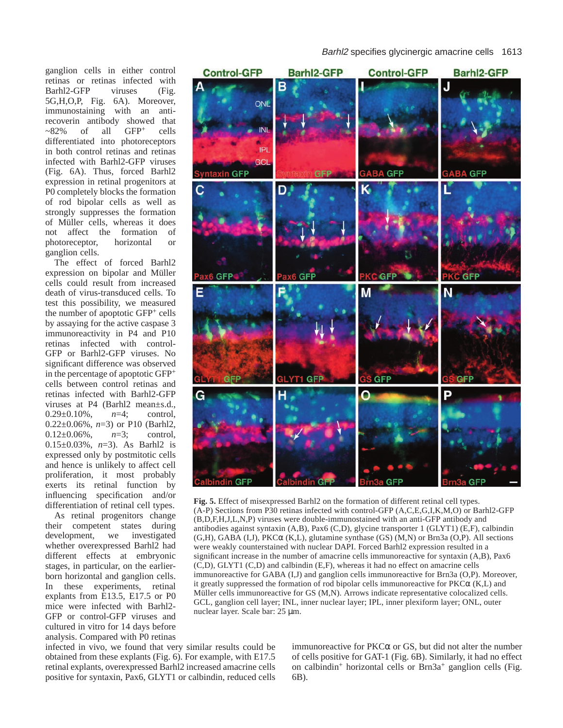ganglion cells in either control retinas or retinas infected with Barhl2-GFP viruses (Fig. 5G,H,O,P, Fig. 6A). Moreover, immunostaining with an anti-recoverin antibody showed that ~82% of all GFP⁺ cells differentiated into photoreceptors in both control retinas and retinas infected with Barhl2-GFP viruses (Fig. 6A). Thus, forced Barhl2 expression in retinal progenitors at P0 completely blocks the formation of rod bipolar cells as well as strongly suppresses the formation of Müller cells, whereas it does not affect the formation of photoreceptor, horizontal or ganglion cells.

The effect of forced Barhl2 expression on bipolar and Müller cells could result from increased death of virus-transduced cells. To test this possibility, we measured the number of apoptotic GFP⁺ cells by assaying for the active caspase 3 immunoreactivity in P4 and P10 retinas infected with control-GFP or Barhl2-GFP viruses. No significant difference was observed in the percentage of apoptotic GFP⁺ cells between control retinas and retinas infected with Barhl2-GFP viruses at P4 (Barhl2 mean±s.d., 0.29±0.10%, *n*=4; control, 0.22±0.06%, *n*=3) or P10 (Barhl2, 0.12±0.06%, *n*=3; control, 0.15±0.03%, *n*=3). As Barhl2 is expressed only by postmitotic cells and hence is unlikely to affect cell proliferation, it most probably exerts its retinal function by influencing specification and/or differentiation of retinal cell types.

As retinal progenitors change their competent states during development, we investigated whether overexpressed Barhl2 had different effects at embryonic stages, in particular, on the earlier-born horizontal and ganglion cells. In these experiments, retinal explants from E13.5, E17.5 or P0 mice were infected with Barhl2-GFP or control-GFP viruses and cultured in vitro for 14 days before analysis. Compared with P0 retinas infected in vivo, we found that very similar results could be obtained from these explants (Fig. 6). For example, with E17.5 retinal explants, overexpressed Barhl2 increased amacrine cells positive for syntaxin, Pax6, GLYT1 or calbindin, reduced cells immunoreactive for PKCα or GS, but did not alter the number of cells positive for GAT-1 (Fig. 6B). Similarly, it had no effect on calbindin⁺ horizontal cells or Brn3a⁺ ganglion cells (Fig. 6B).

**Fig. 5.** Effect of misexpressed Barhl2 on the formation of different retinal cell types. (A-P) Sections from P30 retinas infected with control-GFP (A,C,E,G,I,K,M,O) or Barhl2-GFP (B,D,F,H,J,L,N,P) viruses were double-immunostained with an anti-GFP antibody and antibodies against syntaxin (A,B), Pax6 (C,D), glycine transporter 1 (GLYT1) (E,F), calbindin (G,H), GABA (I,J), PKCα (K,L), glutamine synthase (GS) (M,N) or Brn3a (O,P). All sections were weakly counterstained with nuclear DAPI. Forced Barhl2 expression resulted in a significant increase in the number of amacrine cells immunoreactive for syntaxin (A,B), Pax6 (C,D), GLYT1 (C,D) and calbindin (E,F), whereas it had no effect on amacrine cells immunoreactive for GABA (I,J) and ganglion cells immunoreactive for Brn3a (O,P). Moreover, it greatly suppressed the formation of rod bipolar cells immunoreactive for PKCα (K,L) and Müller cells immunoreactive for GS (M,N). Arrows indicate representative colocalized cells. GCL, ganglion cell layer; INL, inner nuclear layer; IPL, inner plexiform layer; ONL, outer nuclear layer. Scale bar: 25 μm.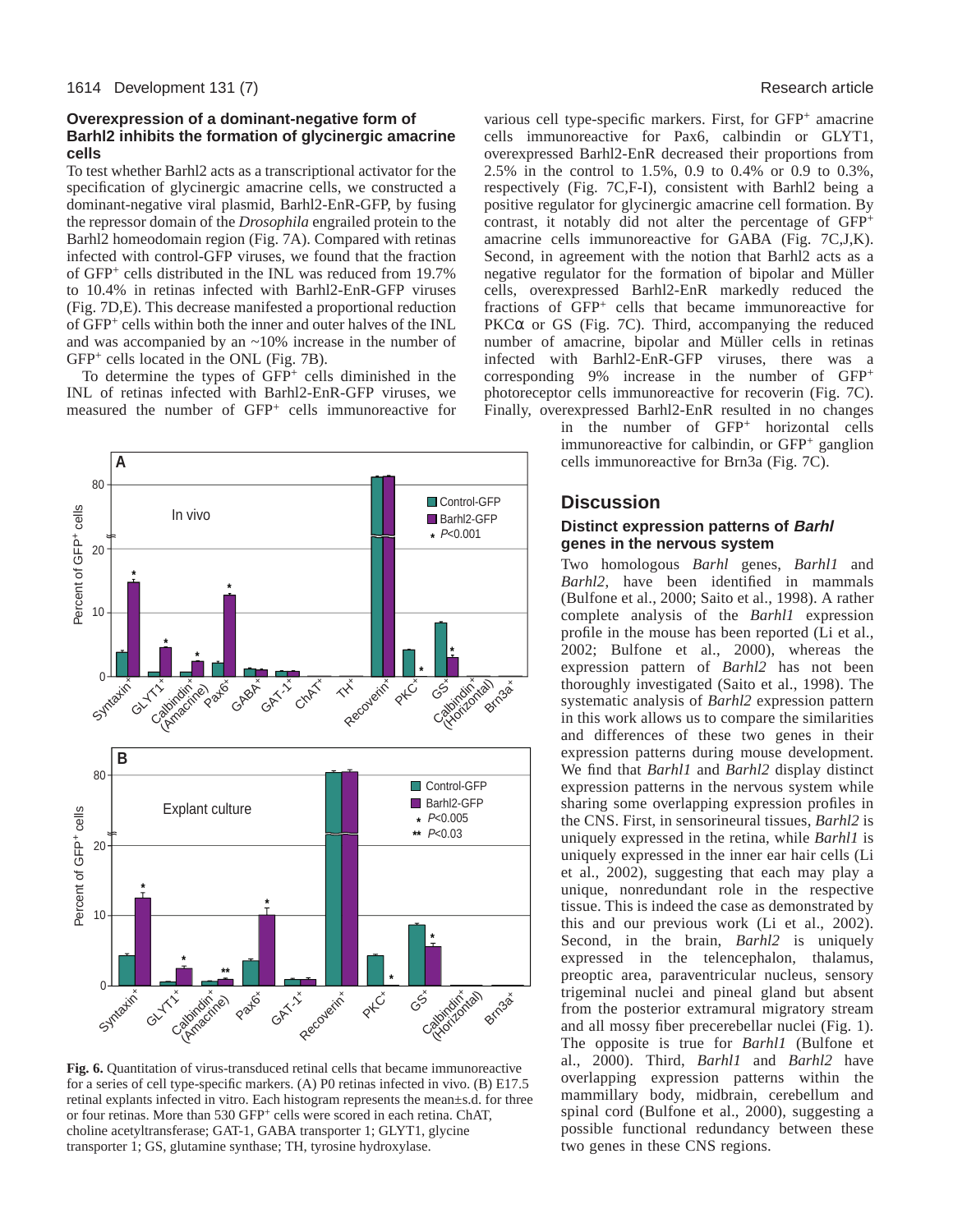### Overexpression of a dominant-negative form of Barhl2 inhibits the formation of glycinergic amacrine cells

To test whether Barhl2 acts as a transcriptional activator for the specification of glycinergic amacrine cells, we constructed a dominant-negative viral plasmid, Barhl2-EnR-GFP, by fusing the repressor domain of the *Drosophila* engrailed protein to the Barhl2 homeodomain region (Fig. 7A). Compared with retinas infected with control-GFP viruses, we found that the fraction of GFP$^+$ cells distributed in the INL was reduced from 19.7% to 10.4% in retinas infected with Barhl2-EnR-GFP viruses (Fig. 7D,E). This decrease manifested a proportional reduction of GFP$^+$ cells within both the inner and outer halves of the INL and was accompanied by an ~10% increase in the number of GFP$^+$ cells located in the ONL (Fig. 7B).

To determine the types of GFP$^+$ cells diminished in the INL of retinas infected with Barhl2-EnR-GFP viruses, we measured the number of GFP$^+$ cells immunoreactive for various cell type-specific markers. First, for GFP$^+$ amacrine cells immunoreactive for Pax6, calbindin or GLYT1, overexpressed Barhl2-EnR decreased their proportions from 2.5% in the control to 1.5%, 0.9 to 0.4% or 0.9 to 0.3%, respectively (Fig. 7C,F-I), consistent with Barhl2 being a positive regulator for glycinergic amacrine cell formation. By contrast, it notably did not alter the percentage of GFP$^+$ amacrine cells immunoreactive for GABA (Fig. 7C,J,K). Second, in agreement with the notion that Barhl2 acts as a negative regulator for the formation of bipolar and Müller cells, overexpressed Barhl2-EnR markedly reduced the fractions of GFP$^+$ cells that became immunoreactive for PKCα or GS (Fig. 7C). Third, accompanying the reduced number of amacrine, bipolar and Müller cells in retinas infected with Barhl2-EnR-GFP viruses, there was a corresponding 9% increase in the number of GFP$^+$ photoreceptor cells immunoreactive for recoverin (Fig. 7C). Finally, overexpressed Barhl2-EnR resulted in no changes in the number of GFP$^+$ horizontal cells immunoreactive for calbindin, or GFP$^+$ ganglion cells immunoreactive for Brn3a (Fig. 7C).

**Fig. 6.** Quantitation of virus-transduced retinal cells that became immunoreactive for a series of cell type-specific markers. (A) P0 retinas infected in vivo. (B) E17.5 retinal explants infected in vitro. Each histogram represents the mean±s.d. for three or four retinas. More than 530 GFP$^+$ cells were scored in each retina. ChAT, choline acetyltransferase; GAT-1, GABA transporter 1; GLYT1, glycine transporter 1; GS, glutamine synthase; TH, tyrosine hydroxylase.

## Discussion

### Distinct expression patterns of *Barhl* genes in the nervous system

Two homologous *Barhl* genes, *Barhl1* and *Barhl2*, have been identified in mammals (Bulfone et al., 2000; Saito et al., 1998). A rather complete analysis of the *Barhl1* expression profile in the mouse has been reported (Li et al., 2002; Bulfone et al., 2000), whereas the expression pattern of *Barhl2* has not been thoroughly investigated (Saito et al., 1998). The systematic analysis of *Barhl2* expression pattern in this work allows us to compare the similarities and differences of these two genes in their expression patterns during mouse development. We find that *Barhl1* and *Barhl2* display distinct expression patterns in the nervous system while sharing some overlapping expression profiles in the CNS. First, in sensorineural tissues, *Barhl2* is uniquely expressed in the retina, while *Barhl1* is uniquely expressed in the inner ear hair cells (Li et al., 2002), suggesting that each may play a unique, nonredundant role in the respective tissue. This is indeed the case as demonstrated by this and our previous work (Li et al., 2002). Second, in the brain, *Barhl2* is uniquely expressed in the telencephalon, thalamus, preoptic area, paraventricular nucleus, sensory trigeminal nuclei and pineal gland but absent from the posterior extramural migratory stream and all mossy fiber precerebellar nuclei (Fig. 1). The opposite is true for *Barhl1* (Bulfone et al., 2000). Third, *Barhl1* and *Barhl2* have overlapping expression patterns within the mammillary body, midbrain, cerebellum and spinal cord (Bulfone et al., 2000), suggesting a possible functional redundancy between these two genes in these CNS regions.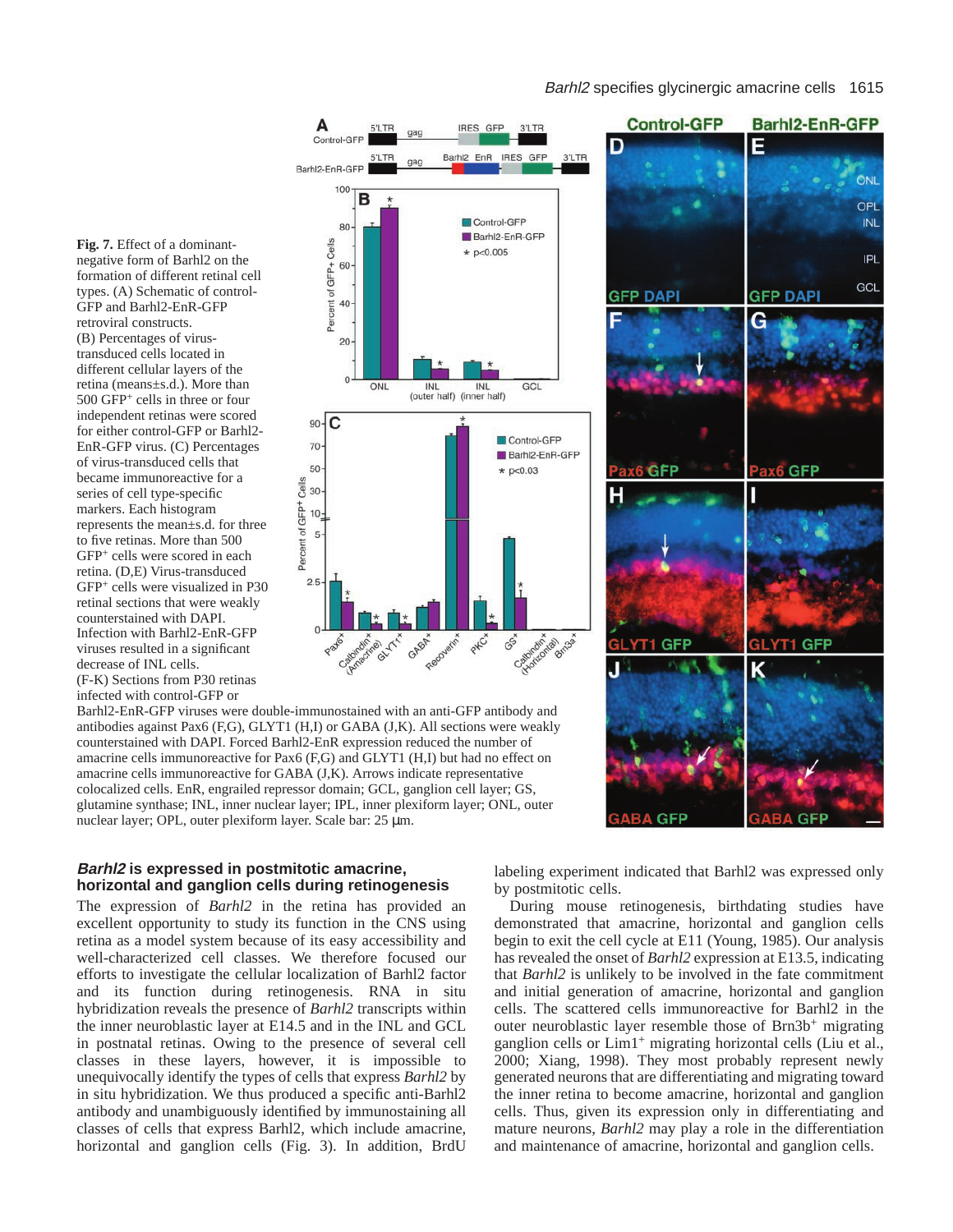**Fig. 7.** Effect of a dominant-negative form of Barhl2 on the formation of different retinal cell types. (A) Schematic of control-GFP and Barhl2-EnR-GFP retroviral constructs. (B) Percentages of virus-transduced cells located in different cellular layers of the retina (means±s.d.). More than 500 GFP$^+$ cells in three or four independent retinas were scored for either control-GFP or Barhl2-EnR-GFP virus. (C) Percentages of virus-transduced cells that became immunoreactive for a series of cell type-specific markers. Each histogram represents the mean±s.d. for three to five retinas. More than 500 GFP$^+$ cells were scored in each retina. (D,E) Virus-transduced GFP$^+$ cells were visualized in P30 retinal sections that were weakly counterstained with DAPI. Infection with Barhl2-EnR-GFP viruses resulted in a significant decrease of INL cells. (F-K) Sections from P30 retinas infected with control-GFP or Barhl2-EnR-GFP viruses were double-immunostained with an anti-GFP antibody and antibodies against Pax6 (F,G), GLYT1 (H,I) or GABA (J,K). All sections were weakly counterstained with DAPI. Forced Barhl2-EnR expression reduced the number of amacrine cells immunoreactive for Pax6 (F,G) and GLYT1 (H,I) but had no effect on amacrine cells immunoreactive for GABA (J,K). Arrows indicate representative colocalized cells. EnR, engrailed repressor domain; GCL, ganglion cell layer; GS, glutamine synthase; INL, inner nuclear layer; IPL, inner plexiform layer; ONL, outer nuclear layer; OPL, outer plexiform layer. Scale bar: 25 μm.

### *Barhl2* is expressed in postmitotic amacrine, horizontal and ganglion cells during retinogenesis

The expression of *Barhl2* in the retina has provided an excellent opportunity to study its function in the CNS using retina as a model system because of its easy accessibility and well-characterized cell classes. We therefore focused our efforts to investigate the cellular localization of Barhl2 factor and its function during retinogenesis. RNA in situ hybridization reveals the presence of *Barhl2* transcripts within the inner neuroblastic layer at E14.5 and in the INL and GCL in postnatal retinas. Owing to the presence of several cell classes in these layers, however, it is impossible to unequivocally identify the types of cells that express *Barhl2* by in situ hybridization. We thus produced a specific anti-Barhl2 antibody and unambiguously identified by immunostaining all classes of cells that express Barhl2, which include amacrine, horizontal and ganglion cells (Fig. 3). In addition, BrdU labeling experiment indicated that Barhl2 was expressed only by postmitotic cells.

During mouse retinogenesis, birthdating studies have demonstrated that amacrine, horizontal and ganglion cells begin to exit the cell cycle at E11 (Young, 1985). Our analysis has revealed the onset of *Barhl2* expression at E13.5, indicating that *Barhl2* is unlikely to be involved in the fate commitment and initial generation of amacrine, horizontal and ganglion cells. The scattered cells immunoreactive for Barhl2 in the outer neuroblastic layer resemble those of Brn3b$^+$ migrating ganglion cells or Lim1$^+$ migrating horizontal cells (Liu et al., 2000; Xiang, 1998). They most probably represent newly generated neurons that are differentiating and migrating toward the inner retina to become amacrine, horizontal and ganglion cells. Thus, given its expression only in differentiating and mature neurons, *Barhl2* may play a role in the differentiation and maintenance of amacrine, horizontal and ganglion cells.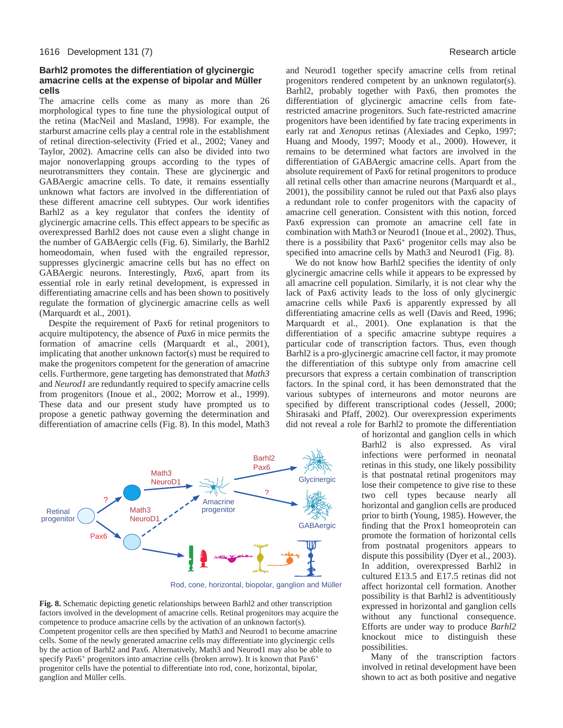### Barhl2 promotes the differentiation of glycinergic amacrine cells at the expense of bipolar and Müller cells

The amacrine cells come as many as more than 26 morphological types to fine tune the physiological output of the retina (MacNeil and Masland, 1998). For example, the starburst amacrine cells play a central role in the establishment of retinal direction-selectivity (Fried et al., 2002; Vaney and Taylor, 2002). Amacrine cells can also be divided into two major nonoverlapping groups according to the types of neurotransmitters they contain. These are glycinergic and GABAergic amacrine cells. To date, it remains essentially unknown what factors are involved in the differentiation of these different amacrine cell subtypes. Our work identifies Barhl2 as a key regulator that confers the identity of glycinergic amacrine cells. This effect appears to be specific as overexpressed Barhl2 does not cause even a slight change in the number of GABAergic cells (Fig. 6). Similarly, the Barhl2 homeodomain, when fused with the engrailed repressor, suppresses glycinergic amacrine cells but has no effect on GABAergic neurons. Interestingly, *Pax6*, apart from its essential role in early retinal development, is expressed in differentiating amacrine cells and has been shown to positively regulate the formation of glycinergic amacrine cells as well (Marquardt et al., 2001).

Despite the requirement of Pax6 for retinal progenitors to acquire multipotency, the absence of *Pax6* in mice permits the formation of amacrine cells (Marquardt et al., 2001), implicating that another unknown factor(s) must be required to make the progenitors competent for the generation of amacrine cells. Furthermore, gene targeting has demonstrated that *Math3* and *Neurod1* are redundantly required to specify amacrine cells from progenitors (Inoue et al., 2002; Morrow et al., 1999). These data and our present study have prompted us to propose a genetic pathway governing the determination and differentiation of amacrine cells (Fig. 8). In this model, Math3 and Neurod1 together specify amacrine cells from retinal progenitors rendered competent by an unknown regulator(s). Barhl2, probably together with Pax6, then promotes the differentiation of glycinergic amacrine cells from fate-restricted amacrine progenitors. Such fate-restricted amacrine progenitors have been identified by fate tracing experiments in early rat and *Xenopus* retinas (Alexiades and Cepko, 1997; Huang and Moody, 1997; Moody et al., 2000). However, it remains to be determined what factors are involved in the differentiation of GABAergic amacrine cells. Apart from the absolute requirement of Pax6 for retinal progenitors to produce all retinal cells other than amacrine neurons (Marquardt et al., 2001), the possibility cannot be ruled out that Pax6 also plays a redundant role to confer progenitors with the capacity of amacrine cell generation. Consistent with this notion, forced Pax6 expression can promote an amacrine cell fate in combination with Math3 or Neurod1 (Inoue et al., 2002). Thus, there is a possibility that Pax6$^{+}$ progenitor cells may also be specified into amacrine cells by Math3 and Neurod1 (Fig. 8).

We do not know how Barhl2 specifies the identity of only glycinergic amacrine cells while it appears to be expressed by all amacrine cell population. Similarly, it is not clear why the lack of Pax6 activity leads to the loss of only glycinergic amacrine cells while Pax6 is apparently expressed by all differentiating amacrine cells as well (Davis and Reed, 1996; Marquardt et al., 2001). One explanation is that the differentiation of a specific amacrine subtype requires a particular code of transcription factors. Thus, even though Barhl2 is a pro-glycinergic amacrine cell factor, it may promote the differentiation of this subtype only from amacrine cell precursors that express a certain combination of transcription factors. In the spinal cord, it has been demonstrated that the various subtypes of interneurons and motor neurons are specified by different transcriptional codes (Jessell, 2000; Shirasaki and Pfaff, 2002). Our overexpression experiments did not reveal a role for Barhl2 to promote the differentiation of horizontal and ganglion cells in which Barhl2 is also expressed. As viral infections were performed in neonatal retinas in this study, one likely possibility is that postnatal retinal progenitors may lose their competence to give rise to these two cell types because nearly all horizontal and ganglion cells are produced prior to birth (Young, 1985). However, the finding that the Prox1 homeoprotein can promote the formation of horizontal cells from postnatal progenitors appears to dispute this possibility (Dyer et al., 2003). In addition, overexpressed Barhl2 in cultured E13.5 and E17.5 retinas did not affect horizontal cell formation. Another possibility is that Barhl2 is adventitiously expressed in horizontal and ganglion cells without any functional consequence. Efforts are under way to produce *Barhl2* knockout mice to distinguish these possibilities.

Many of the transcription factors involved in retinal development have been shown to act as both positive and negative

**Fig. 8.** Schematic depicting genetic relationships between Barhl2 and other transcription factors involved in the development of amacrine cells. Retinal progenitors may acquire the competence to produce amacrine cells by the activation of an unknown factor(s). Competent progenitor cells are then specified by Math3 and Neurod1 to become amacrine cells. Some of the newly generated amacrine cells may differentiate into glycinergic cells by the action of Barhl2 and Pax6. Alternatively, Math3 and Neurod1 may also be able to specify Pax6$^{+}$ progenitors into amacrine cells (broken arrow). It is known that Pax6$^{+}$ progenitor cells have the potential to differentiate into rod, cone, horizontal, bipolar, ganglion and Müller cells.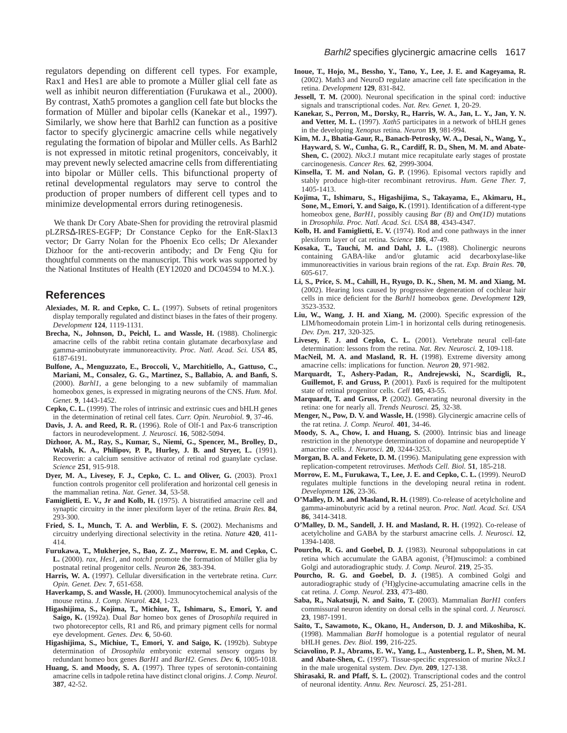regulators depending on different cell types. For example, Rax1 and Hes1 are able to promote a Müller glial cell fate as well as inhibit neuron differentiation (Furukawa et al., 2000). By contrast, Xath5 promotes a ganglion cell fate but blocks the formation of Müller and bipolar cells (Kanekar et al., 1997). Similarly, we show here that Barhl2 can function as a positive factor to specify glycinergic amacrine cells while negatively regulating the formation of bipolar and Müller cells. As Barhl2 is not expressed in mitotic retinal progenitors, conceivably, it may prevent newly selected amacrine cells from differentiating into bipolar or Müller cells. This bifunctional property of retinal developmental regulators may serve to control the production of proper numbers of different cell types and to minimize developmental errors during retinogenesis.

We thank Dr Cory Abate-Shen for providing the retroviral plasmid pLZRSΔ-IRES-EGFP; Dr Constance Cepko for the EnR-Slax13 vector; Dr Garry Nolan for the Phoenix Eco cells; Dr Alexander Dizhoor for the anti-recoverin antibody; and Dr Feng Qiu for thoughtful comments on the manuscript. This work was supported by the National Institutes of Health (EY12020 and DC04594 to M.X.).

## References

**Alexiades, M. R. and Cepko, C. L.** (1997). Subsets of retinal progenitors display temporally regulated and distinct biases in the fates of their progeny. *Development* **124**, 1119-1131.

**Brecha, N., Johnson, D., Peichl, L. and Wassle, H.** (1988). Cholinergic amacrine cells of the rabbit retina contain glutamate decarboxylase and gamma-aminobutyrate immunoreactivity. *Proc. Natl. Acad. Sci. USA* **85**, 6187-6191.

**Bulfone, A., Menguzzato, E., Broccoli, V., Marchitiello, A., Gattuso, C., Mariani, M., Consalez, G. G., Martinez, S., Ballabio, A. and Banfi, S.** (2000). *Barhl1*, a gene belonging to a new subfamily of mammalian homeobox genes, is expressed in migrating neurons of the CNS. *Hum. Mol. Genet.* **9**, 1443-1452.

**Cepko, C. L.** (1999). The roles of intrinsic and extrinsic cues and bHLH genes in the determination of retinal cell fates. *Curr. Opin. Neurobiol.* **9**, 37-46.

**Davis, J. A. and Reed, R. R.** (1996). Role of Olf-1 and Pax-6 transcription factors in neurodevelopment. *J. Neurosci.* **16**, 5082-5094.

**Dizhoor, A. M., Ray, S., Kumar, S., Niemi, G., Spencer, M., Brolley, D., Walsh, K. A., Philipov, P. P., Hurley, J. B. and Stryer, L.** (1991). Recoverin: a calcium sensitive activator of retinal rod guanylate cyclase. *Science* **251**, 915-918.

**Dyer, M. A., Livesey, F. J., Cepko, C. L. and Oliver, G.** (2003). Prox1 function controls progenitor cell proliferation and horizontal cell genesis in the mammalian retina. *Nat. Genet*. **34**, 53-58.

**Famiglietti, E. V., Jr and Kolb, H.** (1975). A bistratified amacrine cell and synaptic circuitry in the inner plexiform layer of the retina. *Brain Res.* **84**, 293-300.

**Fried, S. I., Munch, T. A. and Werblin, F. S.** (2002). Mechanisms and circuitry underlying directional selectivity in the retina. *Nature* **420**, 411-414.

**Furukawa, T., Mukherjee, S., Bao, Z. Z., Morrow, E. M. and Cepko, C. L.** (2000). *rax*, *Hes1*, and *notch1* promote the formation of Müller glia by postnatal retinal progenitor cells. *Neuron* **26**, 383-394.

**Harris, W. A.** (1997). Cellular diversification in the vertebrate retina. *Curr. Opin. Genet. Dev.* **7**, 651-658.

**Haverkamp, S. and Wassle, H.** (2000). Immunocytochemical analysis of the mouse retina. *J. Comp. Neurol.* **424**, 1-23.

**Higashijima, S., Kojima, T., Michiue, T., Ishimaru, S., Emori, Y. and Saigo, K.** (1992a). Dual *Bar* homeo box genes of *Drosophila* required in two photoreceptor cells, R1 and R6, and primary pigment cells for normal eye development. *Genes. Dev.* **6**, 50-60.

**Higashijima, S., Michiue, T., Emori, Y. and Saigo, K.** (1992b). Subtype determination of *Drosophila* embryonic external sensory organs by redundant homeo box genes *BarH1* and *BarH2*. *Genes. Dev.* **6**, 1005-1018.

**Huang, S. and Moody, S. A.** (1997). Three types of serotonin-containing amacrine cells in tadpole retina have distinct clonal origins. *J. Comp. Neurol.* **387**, 42-52.

**Inoue, T., Hojo, M., Bessho, Y., Tano, Y., Lee, J. E. and Kageyama, R.** (2002). Math3 and NeuroD regulate amacrine cell fate specification in the retina. *Development* **129**, 831-842.

**Jessell, T. M.** (2000). Neuronal specification in the spinal cord: inductive signals and transcriptional codes. *Nat. Rev. Genet.* **1**, 20-29.

**Kanekar, S., Perron, M., Dorsky, R., Harris, W. A., Jan, L. Y., Jan, Y. N. and Vetter, M. L.** (1997). *Xath5* participates in a network of bHLH genes in the developing *Xenopus* retina. *Neuron* **19**, 981-994.

**Kim, M. J., Bhatia-Gaur, R., Banach-Petrosky, W. A., Desai, N., Wang, Y., Hayward, S. W., Cunha, G. R., Cardiff, R. D., Shen, M. M. and Abate-Shen, C.** (2002). *Nkx3.1* mutant mice recapitulate early stages of prostate carcinogenesis. *Cancer Res.* **62**, 2999-3004.

**Kinsella, T. M. and Nolan, G. P.** (1996). Episomal vectors rapidly and stably produce high-titer recombinant retrovirus. *Hum. Gene Ther.* **7**, 1405-1413.

**Kojima, T., Ishimaru, S., Higashijima, S., Takayama, E., Akimaru, H., Sone, M., Emori, Y. and Saigo, K.** (1991). Identification of a different-type homeobox gene, *BarH1*, possibly causing *Bar (B)* and *Om(1D)* mutations in *Drosophila. Proc. Natl. Acad. Sci. USA* **88**, 4343-4347.

**Kolb, H. and Famiglietti, E. V.** (1974). Rod and cone pathways in the inner plexiform layer of cat retina. *Science* **186**, 47-49.

**Kosaka, T., Tauchi, M. and Dahl, J. L.** (1988). Cholinergic neurons containing GABA-like and/or glutamic acid decarboxylase-like immunoreactivities in various brain regions of the rat. *Exp. Brain Res.* **70**, 605-617.

**Li, S., Price, S. M., Cahill, H., Ryugo, D. K., Shen, M. M. and Xiang, M.** (2002). Hearing loss caused by progressive degeneration of cochlear hair cells in mice deficient for the *Barhl1* homeobox gene. *Development* **129**, 3523-3532.

**Liu, W., Wang, J. H. and Xiang, M.** (2000). Specific expression of the LIM/homeodomain protein Lim-1 in horizontal cells during retinogenesis. *Dev. Dyn.* **217**, 320-325.

**Livesey, F. J. and Cepko, C. L.** (2001). Vertebrate neural cell-fate determination: lessons from the retina. *Nat. Rev. Neurosci.* **2**, 109-118.

**MacNeil, M. A. and Masland, R. H.** (1998). Extreme diversity among amacrine cells: implications for function. *Neuron* **20**, 971-982.

**Marquardt, T., Ashery-Padan, R., Andrejewski, N., Scardigli, R., Guillemot, F. and Gruss, P.** (2001). Pax6 is required for the multipotent state of retinal progenitor cells. *Cell* **105**, 43-55.

**Marquardt, T. and Gruss, P.** (2002). Generating neuronal diversity in the retina: one for nearly all. *Trends Neurosci.* **25**, 32-38.

**Menger, N., Pow, D. V. and Wassle, H.** (1998). Glycinergic amacrine cells of the rat retina. *J. Comp. Neurol.* **401**, 34-46.

**Moody, S. A., Chow, I. and Huang, S.** (2000). Intrinsic bias and lineage restriction in the phenotype determination of dopamine and neuropeptide Y amacrine cells. *J. Neurosci.* **20**, 3244-3253.

**Morgan, B. A. and Fekete, D. M.** (1996). Manipulating gene expression with replication-competent retroviruses. *Methods Cell. Biol.* **51**, 185-218.

**Morrow, E. M., Furukawa, T., Lee, J. E. and Cepko, C. L.** (1999). NeuroD regulates multiple functions in the developing neural retina in rodent. *Development* **126**, 23-36.

**O'Malley, D. M. and Masland, R. H.** (1989). Co-release of acetylcholine and gamma-aminobutyric acid by a retinal neuron. *Proc. Natl. Acad. Sci. USA* **86**, 3414-3418.

**O'Malley, D. M., Sandell, J. H. and Masland, R. H.** (1992). Co-release of acetylcholine and GABA by the starburst amacrine cells. *J. Neurosci.* **12**, 1394-1408.

**Pourcho, R. G. and Goebel, D. J.** (1983). Neuronal subpopulations in cat retina which accumulate the GABA agonist, ($^3$H)muscimol: a combined Golgi and autoradiographic study. *J. Comp. Neurol.* **219**, 25-35.

**Pourcho, R. G. and Goebel, D. J.** (1985). A combined Golgi and autoradiographic study of ($^3$H)glycine-accumulating amacrine cells in the cat retina. *J. Comp. Neurol.* **233**, 473-480.

**Saba, R., Nakatsuji, N. and Saito, T.** (2003). Mammalian *BarH1* confers commissural neuron identity on dorsal cells in the spinal cord. *J. Neurosci.* **23**, 1987-1991.

**Saito, T., Sawamoto, K., Okano, H., Anderson, D. J. and Mikoshiba, K.** (1998). Mammalian *BarH* homologue is a potential regulator of neural bHLH genes. *Dev. Biol.* **199**, 216-225.

**Sciavolino, P. J., Abrams, E. W., Yang, L., Austenberg, L. P., Shen, M. M. and Abate-Shen, C.** (1997). Tissue-specific expression of murine *Nkx3.1* in the male urogenital system. *Dev. Dyn.* **209**, 127-138.

**Shirasaki, R. and Pfaff, S. L.** (2002). Transcriptional codes and the control of neuronal identity. *Annu. Rev. Neurosci.* **25**, 251-281.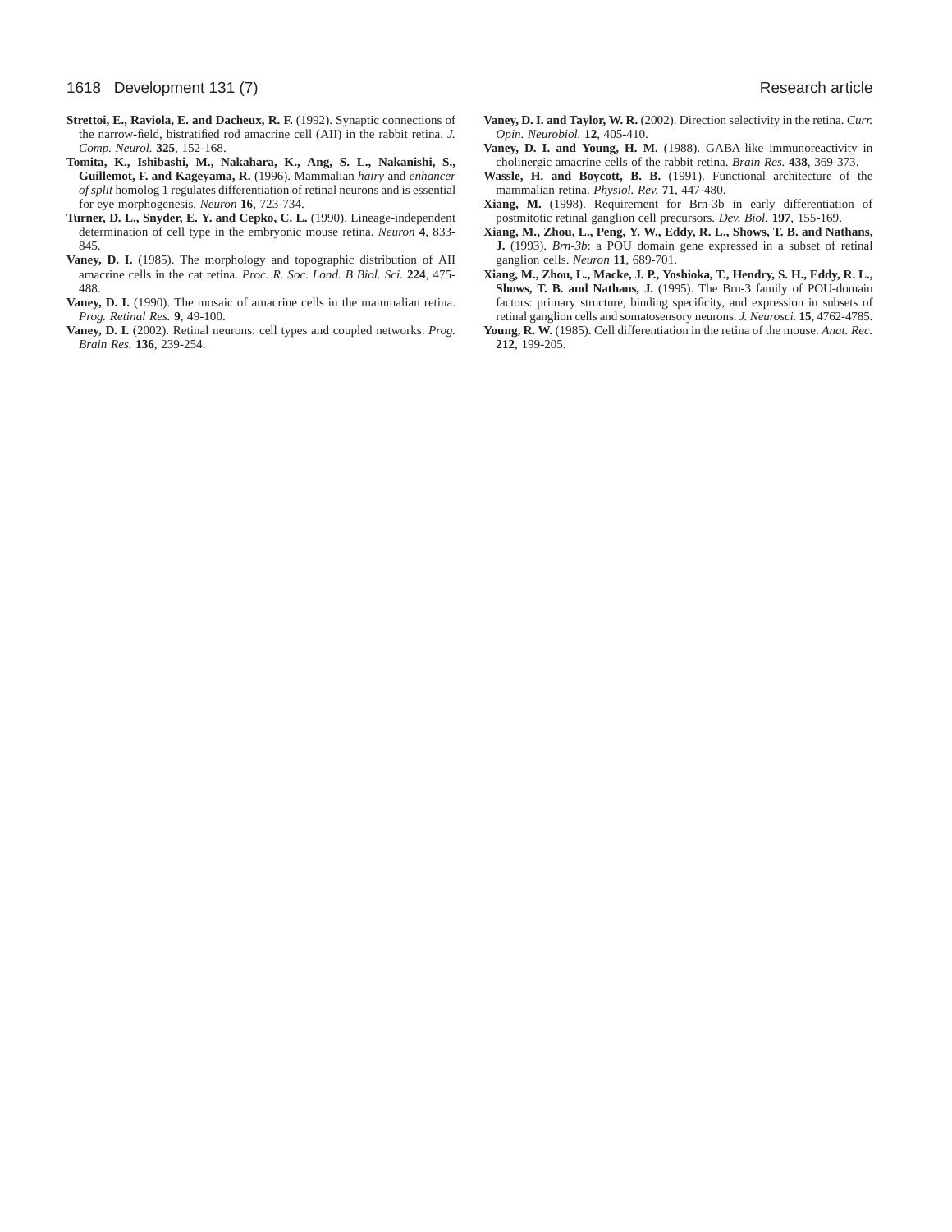**Strettoi, E., Raviola, E. and Dacheux, R. F.** (1992). Synaptic connections of the narrow-field, bistratified rod amacrine cell (AII) in the rabbit retina. *J. Comp. Neurol.* **325**, 152-168.

**Tomita, K., Ishibashi, M., Nakahara, K., Ang, S. L., Nakanishi, S., Guillemot, F. and Kageyama, R.** (1996). Mammalian *hairy* and *enhancer of split* homolog 1 regulates differentiation of retinal neurons and is essential for eye morphogenesis. *Neuron* **16**, 723-734.

**Turner, D. L., Snyder, E. Y. and Cepko, C. L.** (1990). Lineage-independent determination of cell type in the embryonic mouse retina. *Neuron* **4**, 833-845.

**Vaney, D. I.** (1985). The morphology and topographic distribution of AII amacrine cells in the cat retina. *Proc. R. Soc. Lond. B Biol. Sci.* **224**, 475-488.

**Vaney, D. I.** (1990). The mosaic of amacrine cells in the mammalian retina. *Prog. Retinal Res.* **9**, 49-100.

**Vaney, D. I.** (2002). Retinal neurons: cell types and coupled networks. *Prog. Brain Res.* **136**, 239-254.

**Vaney, D. I. and Taylor, W. R.** (2002). Direction selectivity in the retina. *Curr. Opin. Neurobiol.* **12**, 405-410.

**Vaney, D. I. and Young, H. M.** (1988). GABA-like immunoreactivity in cholinergic amacrine cells of the rabbit retina. *Brain Res.* **438**, 369-373.

**Wassle, H. and Boycott, B. B.** (1991). Functional architecture of the mammalian retina. *Physiol. Rev.* **71**, 447-480.

**Xiang, M.** (1998). Requirement for Brn-3b in early differentiation of postmitotic retinal ganglion cell precursors. *Dev. Biol.* **197**, 155-169.

**Xiang, M., Zhou, L., Peng, Y. W., Eddy, R. L., Shows, T. B. and Nathans, J.** (1993). *Brn-3b*: a POU domain gene expressed in a subset of retinal ganglion cells. *Neuron* **11**, 689-701.

**Xiang, M., Zhou, L., Macke, J. P., Yoshioka, T., Hendry, S. H., Eddy, R. L., Shows, T. B. and Nathans, J.** (1995). The Brn-3 family of POU-domain factors: primary structure, binding specificity, and expression in subsets of retinal ganglion cells and somatosensory neurons. *J. Neurosci.* **15**, 4762-4785.

**Young, R. W.** (1985). Cell differentiation in the retina of the mouse. *Anat. Rec.* **212**, 199-205.